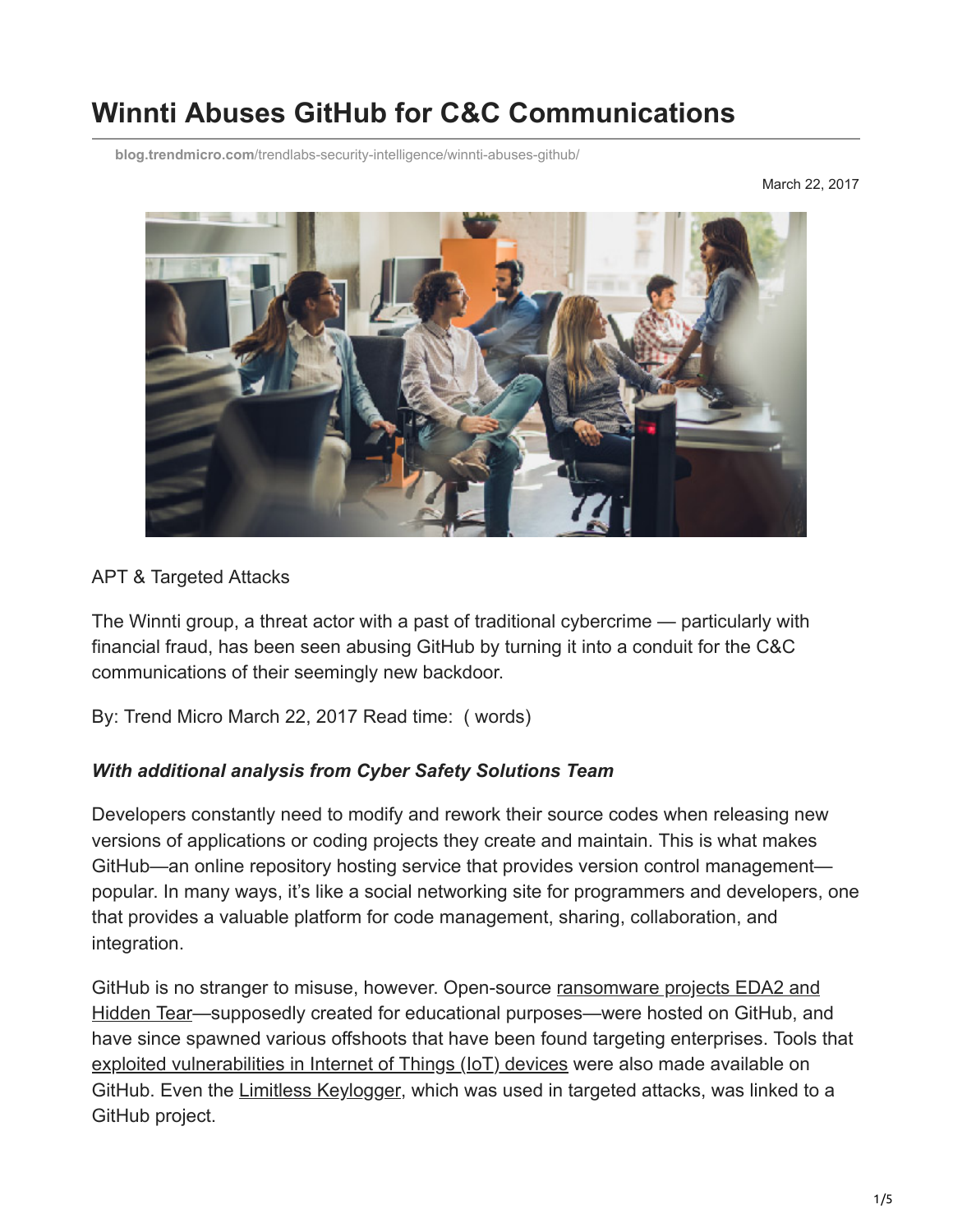# Winnti Abuses GitHub for C&C Communications

blog.trendmicro.com/trendlabs-security-intelligence/winnti-abuses-github/

March 22, 2017

APT & Targeted Attacks

The Winnti group, a threat actor with a past of traditional cybercrime — particularly with financial fraud, has been seen abusing GitHub by turning it into a conduit for the C&C communications of their seemingly new backdoor.

By: Trend Micro March 22, 2017 Read time: ( words)

***With additional analysis from Cyber Safety Solutions Team***

Developers constantly need to modify and rework their source codes when releasing new versions of applications or coding projects they create and maintain. This is what makes GitHub—an online repository hosting service that provides version control management—popular. In many ways, it's like a social networking site for programmers and developers, one that provides a valuable platform for code management, sharing, collaboration, and integration.

GitHub is no stranger to misuse, however. Open-source ransomware projects EDA2 and Hidden Tear—supposedly created for educational purposes—were hosted on GitHub, and have since spawned various offshoots that have been found targeting enterprises. Tools that exploited vulnerabilities in Internet of Things (IoT) devices were also made available on GitHub. Even the Limitless Keylogger, which was used in targeted attacks, was linked to a GitHub project.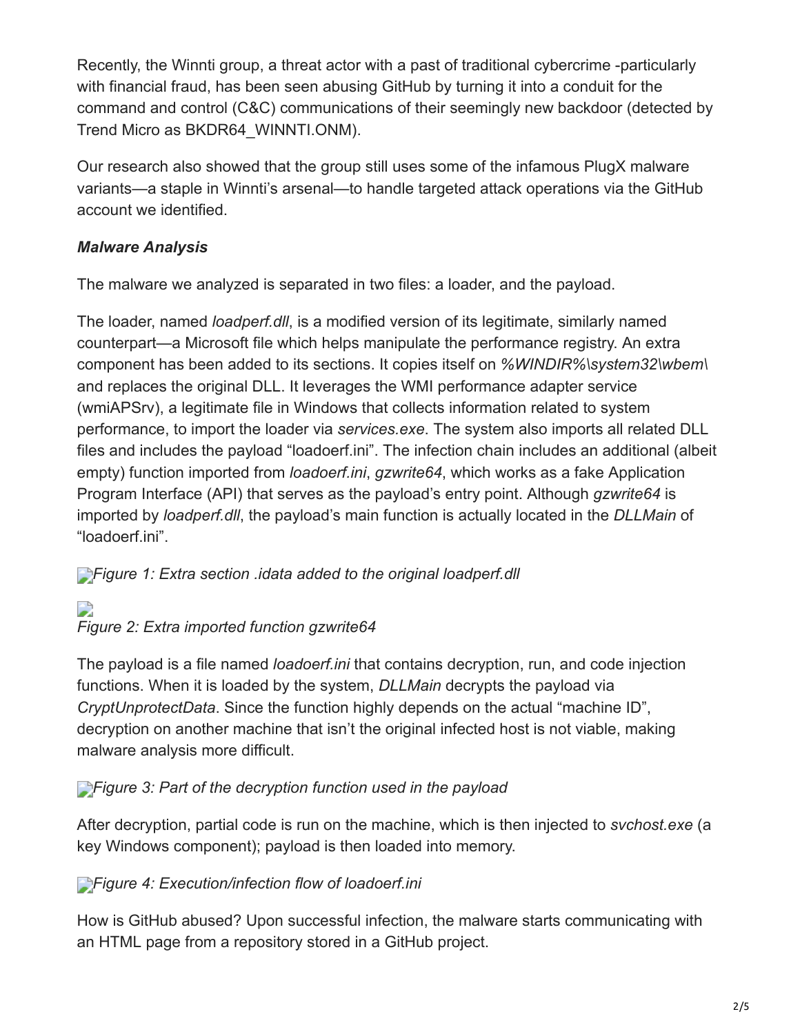Recently, the Winnti group, a threat actor with a past of traditional cybercrime -particularly with financial fraud, has been seen abusing GitHub by turning it into a conduit for the command and control (C&C) communications of their seemingly new backdoor (detected by Trend Micro as BKDR64_WINNTI.ONM).

Our research also showed that the group still uses some of the infamous PlugX malware variants—a staple in Winnti's arsenal—to handle targeted attack operations via the GitHub account we identified.

### *Malware Analysis*

The malware we analyzed is separated in two files: a loader, and the payload.

The loader, named *loadperf.dll*, is a modified version of its legitimate, similarly named counterpart—a Microsoft file which helps manipulate the performance registry. An extra component has been added to its sections. It copies itself on *%WINDIR%\system32\wbem\* and replaces the original DLL. It leverages the WMI performance adapter service (wmiAPSrv), a legitimate file in Windows that collects information related to system performance, to import the loader via *services.exe*. The system also imports all related DLL files and includes the payload "loadoerf.ini". The infection chain includes an additional (albeit empty) function imported from *loadoerf.ini*, *gzwrite64*, which works as a fake Application Program Interface (API) that serves as the payload's entry point. Although *gzwrite64* is imported by *loadperf.dll*, the payload's main function is actually located in the *DLLMain* of "loadoerf.ini".

*Figure 1: Extra section .idata added to the original loadperf.dll*

*Figure 2: Extra imported function gzwrite64*

The payload is a file named *loadoerf.ini* that contains decryption, run, and code injection functions. When it is loaded by the system, *DLLMain* decrypts the payload via *CryptUnprotectData*. Since the function highly depends on the actual "machine ID", decryption on another machine that isn't the original infected host is not viable, making malware analysis more difficult.

*Figure 3: Part of the decryption function used in the payload*

After decryption, partial code is run on the machine, which is then injected to *svchost.exe* (a key Windows component); payload is then loaded into memory.

*Figure 4: Execution/infection flow of loadoerf.ini*

How is GitHub abused? Upon successful infection, the malware starts communicating with an HTML page from a repository stored in a GitHub project.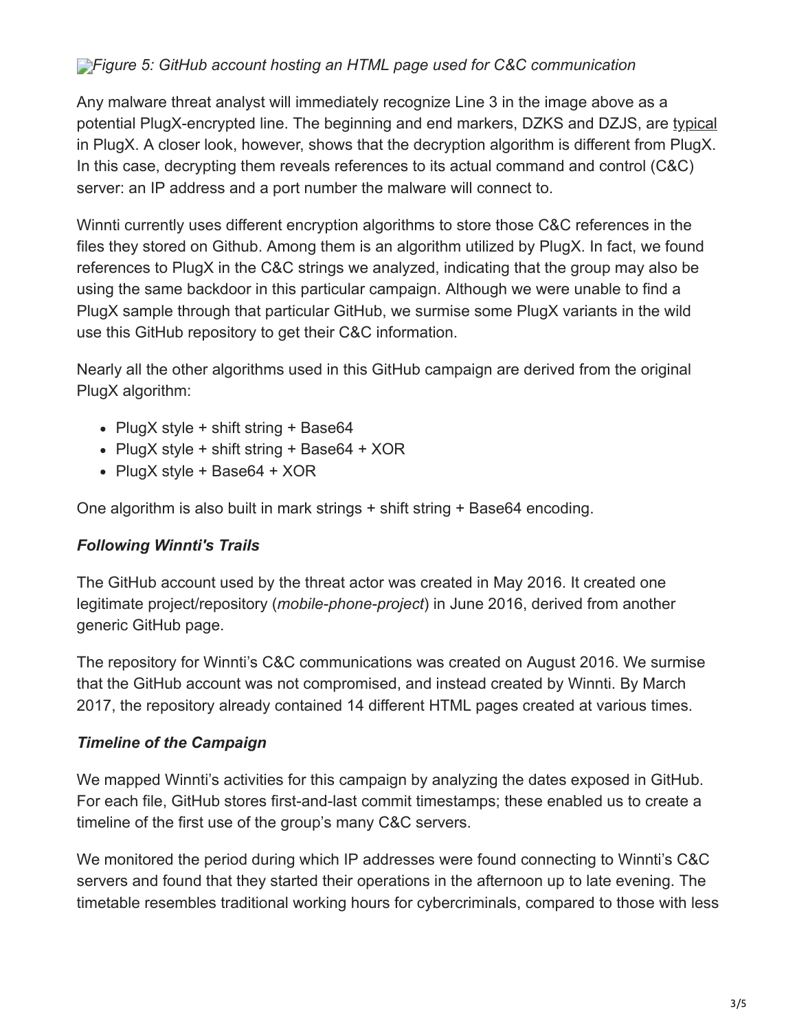*Figure 5: GitHub account hosting an HTML page used for C&C communication*

Any malware threat analyst will immediately recognize Line 3 in the image above as a potential PlugX-encrypted line. The beginning and end markers, DZKS and DZJS, are typical in PlugX. A closer look, however, shows that the decryption algorithm is different from PlugX. In this case, decrypting them reveals references to its actual command and control (C&C) server: an IP address and a port number the malware will connect to.

Winnti currently uses different encryption algorithms to store those C&C references in the files they stored on Github. Among them is an algorithm utilized by PlugX. In fact, we found references to PlugX in the C&C strings we analyzed, indicating that the group may also be using the same backdoor in this particular campaign. Although we were unable to find a PlugX sample through that particular GitHub, we surmise some PlugX variants in the wild use this GitHub repository to get their C&C information.

Nearly all the other algorithms used in this GitHub campaign are derived from the original PlugX algorithm:

- PlugX style + shift string + Base64
- PlugX style + shift string + Base64 + XOR
- PlugX style + Base64 + XOR

One algorithm is also built in mark strings + shift string + Base64 encoding.

### *Following Winnti's Trails*

The GitHub account used by the threat actor was created in May 2016. It created one legitimate project/repository (*mobile-phone-project*) in June 2016, derived from another generic GitHub page.

The repository for Winnti's C&C communications was created on August 2016. We surmise that the GitHub account was not compromised, and instead created by Winnti. By March 2017, the repository already contained 14 different HTML pages created at various times.

### *Timeline of the Campaign*

We mapped Winnti's activities for this campaign by analyzing the dates exposed in GitHub. For each file, GitHub stores first-and-last commit timestamps; these enabled us to create a timeline of the first use of the group's many C&C servers.

We monitored the period during which IP addresses were found connecting to Winnti's C&C servers and found that they started their operations in the afternoon up to late evening. The timetable resembles traditional working hours for cybercriminals, compared to those with less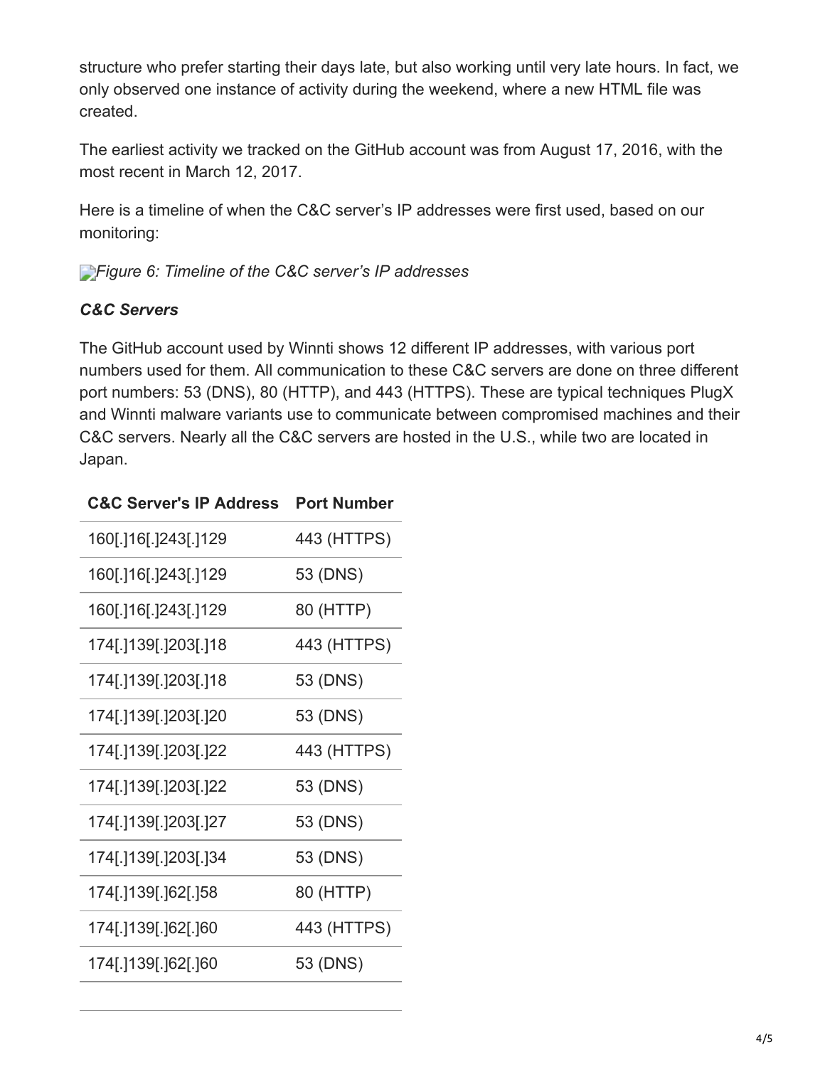structure who prefer starting their days late, but also working until very late hours. In fact, we only observed one instance of activity during the weekend, where a new HTML file was created.

The earliest activity we tracked on the GitHub account was from August 17, 2016, with the most recent in March 12, 2017.

Here is a timeline of when the C&C server's IP addresses were first used, based on our monitoring:

*Figure 6: Timeline of the C&C server's IP addresses*

### *C&C Servers*

The GitHub account used by Winnti shows 12 different IP addresses, with various port numbers used for them. All communication to these C&C servers are done on three different port numbers: 53 (DNS), 80 (HTTP), and 443 (HTTPS). These are typical techniques PlugX and Winnti malware variants use to communicate between compromised machines and their C&C servers. Nearly all the C&C servers are hosted in the U.S., while two are located in Japan.

| C&C Server's IP Address | Port Number |
|---|---|
| 160[.]16[.]243[.]129 | 443 (HTTPS) |
| 160[.]16[.]243[.]129 | 53 (DNS) |
| 160[.]16[.]243[.]129 | 80 (HTTP) |
| 174[.]139[.]203[.]18 | 443 (HTTPS) |
| 174[.]139[.]203[.]18 | 53 (DNS) |
| 174[.]139[.]203[.]20 | 53 (DNS) |
| 174[.]139[.]203[.]22 | 443 (HTTPS) |
| 174[.]139[.]203[.]22 | 53 (DNS) |
| 174[.]139[.]203[.]27 | 53 (DNS) |
| 174[.]139[.]203[.]34 | 53 (DNS) |
| 174[.]139[.]62[.]58 | 80 (HTTP) |
| 174[.]139[.]62[.]60 | 443 (HTTPS) |
| 174[.]139[.]62[.]60 | 53 (DNS) |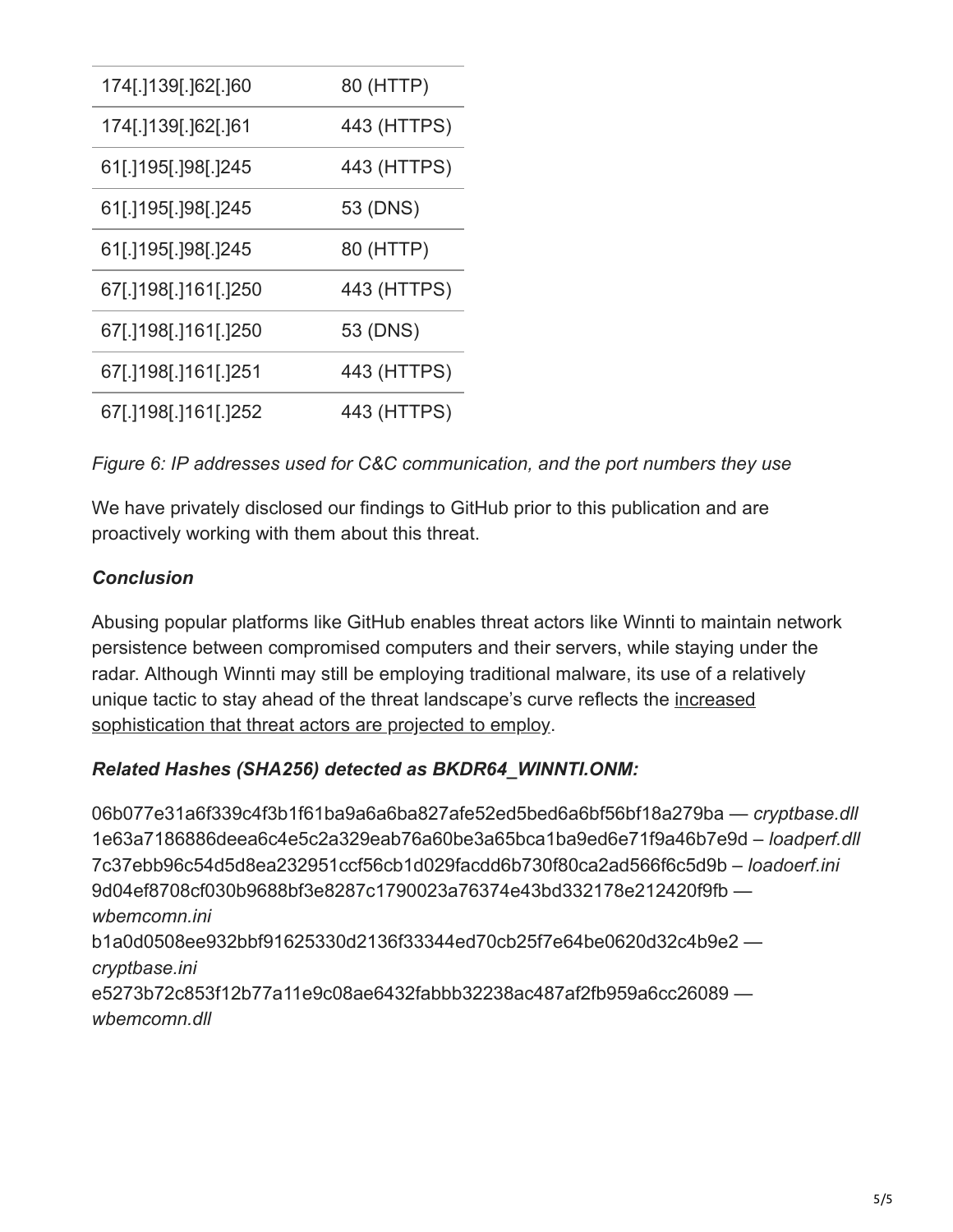| | |
|---|---|
| 174[.]139[.]62[.]60 | 80 (HTTP) |
| 174[.]139[.]62[.]61 | 443 (HTTPS) |
| 61[.]195[.]98[.]245 | 443 (HTTPS) |
| 61[.]195[.]98[.]245 | 53 (DNS) |
| 61[.]195[.]98[.]245 | 80 (HTTP) |
| 67[.]198[.]161[.]250 | 443 (HTTPS) |
| 67[.]198[.]161[.]250 | 53 (DNS) |
| 67[.]198[.]161[.]251 | 443 (HTTPS) |
| 67[.]198[.]161[.]252 | 443 (HTTPS) |

*Figure 6: IP addresses used for C&C communication, and the port numbers they use*

We have privately disclosed our findings to GitHub prior to this publication and are proactively working with them about this threat.

### *Conclusion*

Abusing popular platforms like GitHub enables threat actors like Winnti to maintain network persistence between compromised computers and their servers, while staying under the radar. Although Winnti may still be employing traditional malware, its use of a relatively unique tactic to stay ahead of the threat landscape's curve reflects the increased sophistication that threat actors are projected to employ.

### *Related Hashes (SHA256) detected as BKDR64_WINNTI.ONM:*

06b077e31a6f339c4f3b1f61ba9a6a6ba827afe52ed5bed6a6bf56bf18a279ba — *cryptbase.dll*
1e63a7186886deea6c4e5c2a329eab76a60be3a65bca1ba9ed6e71f9a46b7e9d – *loadperf.dll*
7c37ebb96c54d5d8ea232951ccf56cb1d029facdd6b730f80ca2ad566f6c5d9b – *loadoerf.ini*
9d04ef8708cf030b9688bf3e8287c1790023a76374e43bd332178e212420f9fb — *wbemcomn.ini*
b1a0d0508ee932bbf91625330d2136f33344ed70cb25f7e64be0620d32c4b9e2 — *cryptbase.ini*
e5273b72c853f12b77a11e9c08ae6432fabbb32238ac487af2fb959a6cc26089 — *wbemcomn.dll*